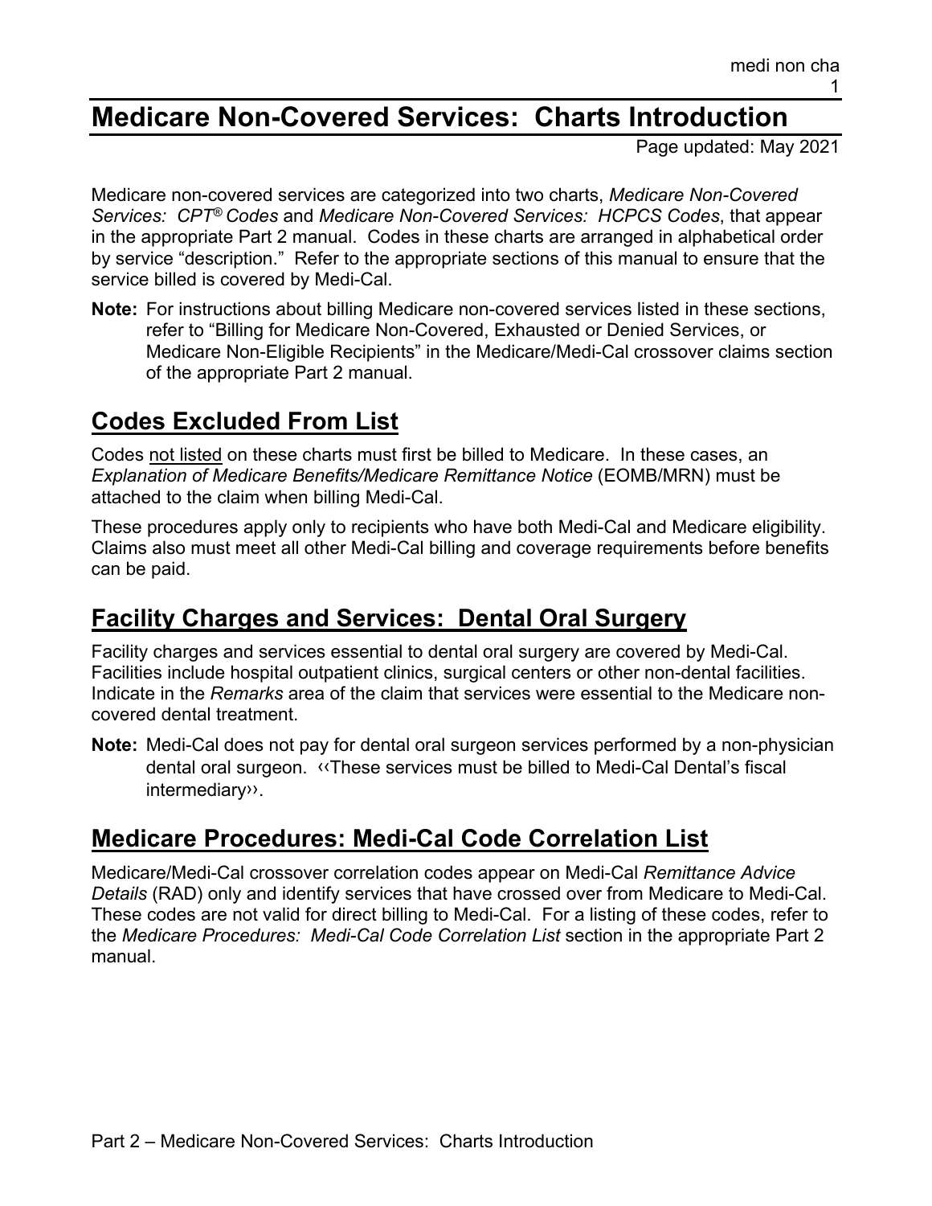# Medicare Non-Covered Services: Charts Introduction

Page updated: May 2021

Medicare non-covered services are categorized into two charts, *Medicare Non-Covered Services: CPT® Codes* and *Medicare Non-Covered Services: HCPCS Codes*, that appear in the appropriate Part 2 manual. Codes in these charts are arranged in alphabetical order by service "description." Refer to the appropriate sections of this manual to ensure that the service billed is covered by Medi-Cal.

**Note:** For instructions about billing Medicare non-covered services listed in these sections, refer to "Billing for Medicare Non-Covered, Exhausted or Denied Services, or Medicare Non-Eligible Recipients" in the Medicare/Medi-Cal crossover claims section of the appropriate Part 2 manual.

## Codes Excluded From List

Codes not listed on these charts must first be billed to Medicare. In these cases, an *Explanation of Medicare Benefits/Medicare Remittance Notice* (EOMB/MRN) must be attached to the claim when billing Medi-Cal.

These procedures apply only to recipients who have both Medi-Cal and Medicare eligibility. Claims also must meet all other Medi-Cal billing and coverage requirements before benefits can be paid.

## Facility Charges and Services: Dental Oral Surgery

Facility charges and services essential to dental oral surgery are covered by Medi-Cal. Facilities include hospital outpatient clinics, surgical centers or other non-dental facilities. Indicate in the *Remarks* area of the claim that services were essential to the Medicare non-covered dental treatment.

**Note:** Medi-Cal does not pay for dental oral surgeon services performed by a non-physician dental oral surgeon. ‹‹These services must be billed to Medi-Cal Dental's fiscal intermediary››.

## Medicare Procedures: Medi-Cal Code Correlation List

Medicare/Medi-Cal crossover correlation codes appear on Medi-Cal *Remittance Advice Details* (RAD) only and identify services that have crossed over from Medicare to Medi-Cal. These codes are not valid for direct billing to Medi-Cal. For a listing of these codes, refer to the *Medicare Procedures: Medi-Cal Code Correlation List* section in the appropriate Part 2 manual.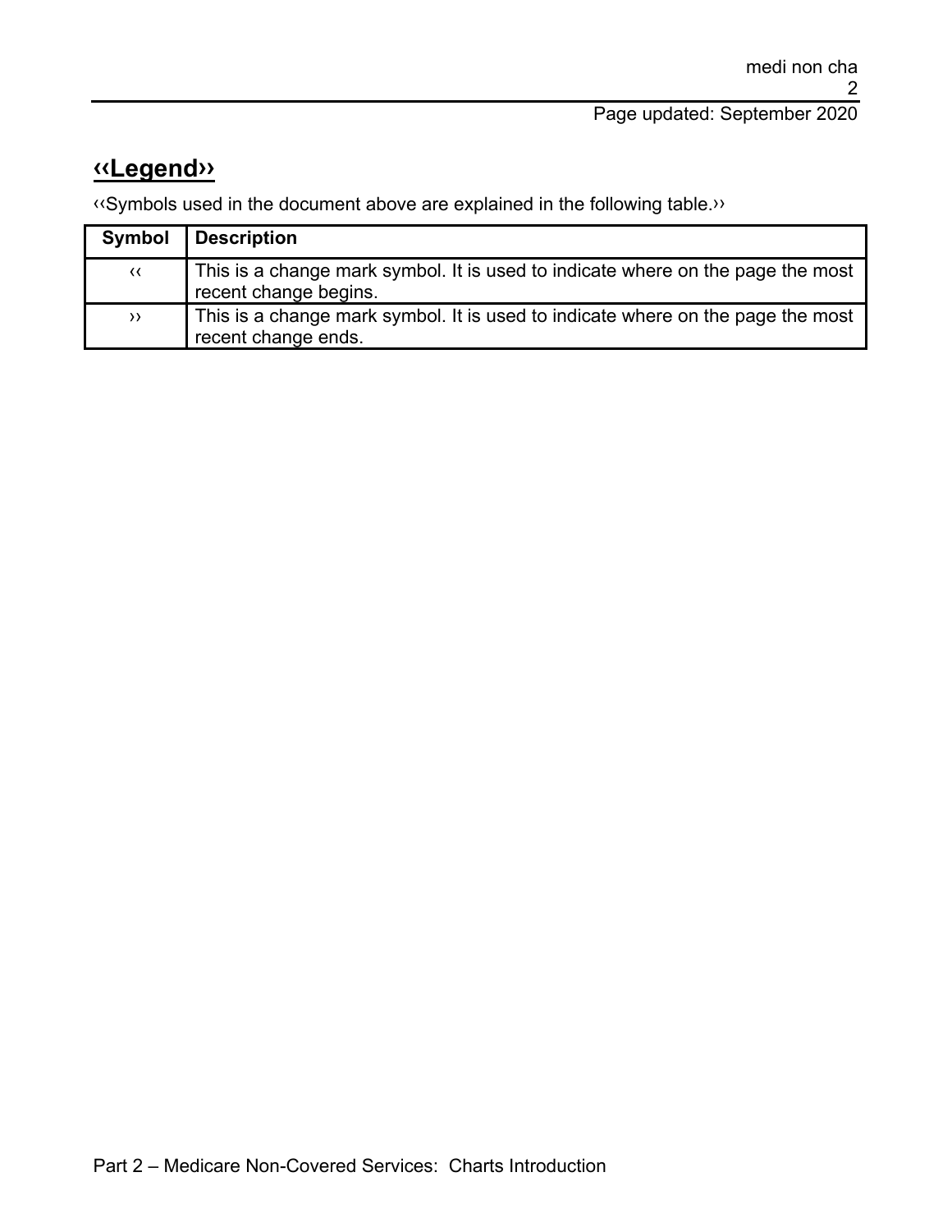## ‹‹Legend››

‹‹Symbols used in the document above are explained in the following table.››

| Symbol | Description |
|---|---|
| ‹‹ | This is a change mark symbol. It is used to indicate where on the page the most recent change begins. |
| ›› | This is a change mark symbol. It is used to indicate where on the page the most recent change ends. |